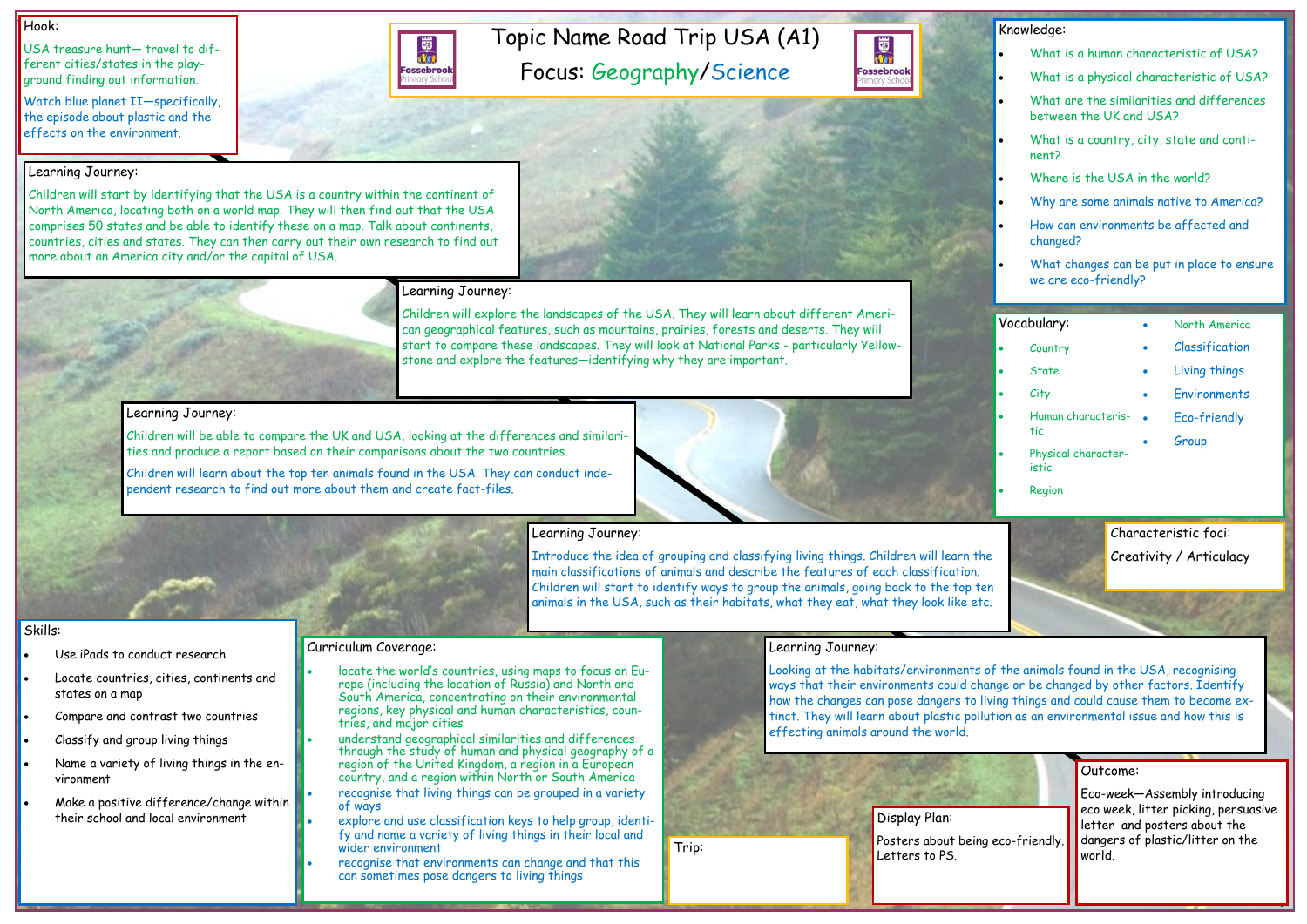# Topic Name Road Trip USA (A1)

## Focus: Geography/Science

### Hook:

USA treasure hunt— travel to different cities/states in the playground finding out information.

Watch blue planet II—specifically, the episode about plastic and the effects on the environment.

### Learning Journey:

Children will start by identifying that the USA is a country within the continent of North America, locating both on a world map. They will then find out that the USA comprises 50 states and be able to identify these on a map. Talk about continents, countries, cities and states. They can then carry out their own research to find out more about an America city and/or the capital of USA.

### Learning Journey:

Children will explore the landscapes of the USA. They will learn about different American geographical features, such as mountains, prairies, forests and deserts. They will start to compare these landscapes. They will look at National Parks - particularly Yellowstone and explore the features—identifying why they are important.

### Learning Journey:

Children will be able to compare the UK and USA, looking at the differences and similarities and produce a report based on their comparisons about the two countries.

Children will learn about the top ten animals found in the USA. They can conduct independent research to find out more about them and create fact-files.

### Learning Journey:

Introduce the idea of grouping and classifying living things. Children will learn the main classifications of animals and describe the features of each classification. Children will start to identify ways to group the animals, going back to the top ten animals in the USA, such as their habitats, what they eat, what they look like etc.

### Learning Journey:

Looking at the habitats/environments of the animals found in the USA, recognising ways that their environments could change or be changed by other factors. Identify how the changes can pose dangers to living things and could cause them to become extinct. They will learn about plastic pollution as an environmental issue and how this is effecting animals around the world.

### Knowledge:

- What is a human characteristic of USA?
- What is a physical characteristic of USA?
- What are the similarities and differences between the UK and USA?
- What is a country, city, state and continent?
- Where is the USA in the world?
- Why are some animals native to America?
- How can environments be affected and changed?
- What changes can be put in place to ensure we are eco-friendly?

### Vocabulary:

- Country
- State
- City
- Human characteristic
- Physical characteristic
- Region
- North America
- Classification
- Living things
- Environments
- Eco-friendly
- Group

### Characteristic foci:

Creativity / Articulacy

### Skills:

- Use iPads to conduct research
- Locate countries, cities, continents and states on a map
- Compare and contrast two countries
- Classify and group living things
- Name a variety of living things in the environment
- Make a positive difference/change within their school and local environment

### Curriculum Coverage:

- locate the world's countries, using maps to focus on Europe (including the location of Russia) and North and South America, concentrating on their environmental regions, key physical and human characteristics, countries, and major cities
- understand geographical similarities and differences through the study of human and physical geography of a region of the United Kingdom, a region in a European country, and a region within North or South America
- recognise that living things can be grouped in a variety of ways
- explore and use classification keys to help group, identify and name a variety of living things in their local and wider environment
- recognise that environments can change and that this can sometimes pose dangers to living things

### Trip:

### Display Plan:

Posters about being eco-friendly. Letters to PS.

### Outcome:

Eco-week—Assembly introducing eco week, litter picking, persuasive letter and posters about the dangers of plastic/litter on the world.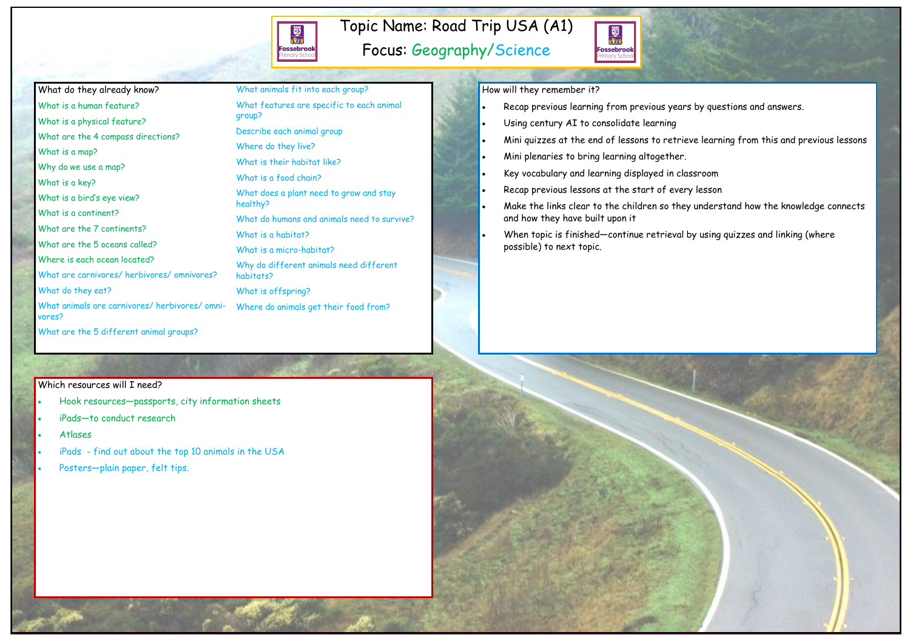# Topic Name: Road Trip USA (A1)

## Focus: Geography/Science

### What do they already know?

What is a human feature?

What is a physical feature?

What are the 4 compass directions?

What is a map?

Why do we use a map?

What is a key?

What is a bird's eye view?

What is a continent?

What are the 7 continents?

What are the 5 oceans called?

Where is each ocean located?

What are carnivores/ herbivores/ omnivores?

What do they eat?

What animals are carnivores/ herbivores/ omnivores?

What are the 5 different animal groups?

What animals fit into each group?

What features are specific to each animal group?

Describe each animal group

Where do they live?

What is their habitat like?

What is a food chain?

What does a plant need to grow and stay healthy?

What do humans and animals need to survive?

What is a habitat?

What is a micro-habitat?

Why do different animals need different habitats?

What is offspring?

Where do animals get their food from?

### How will they remember it?

- Recap previous learning from previous years by questions and answers.
- Using century AI to consolidate learning
- Mini quizzes at the end of lessons to retrieve learning from this and previous lessons
- Mini plenaries to bring learning altogether.
- Key vocabulary and learning displayed in classroom
- Recap previous lessons at the start of every lesson
- Make the links clear to the children so they understand how the knowledge connects and how they have built upon it
- When topic is finished—continue retrieval by using quizzes and linking (where possible) to next topic.

### Which resources will I need?

- Hook resources—passports, city information sheets
- iPads—to conduct research
- Atlases
- iPads - find out about the top 10 animals in the USA
- Posters—plain paper, felt tips.